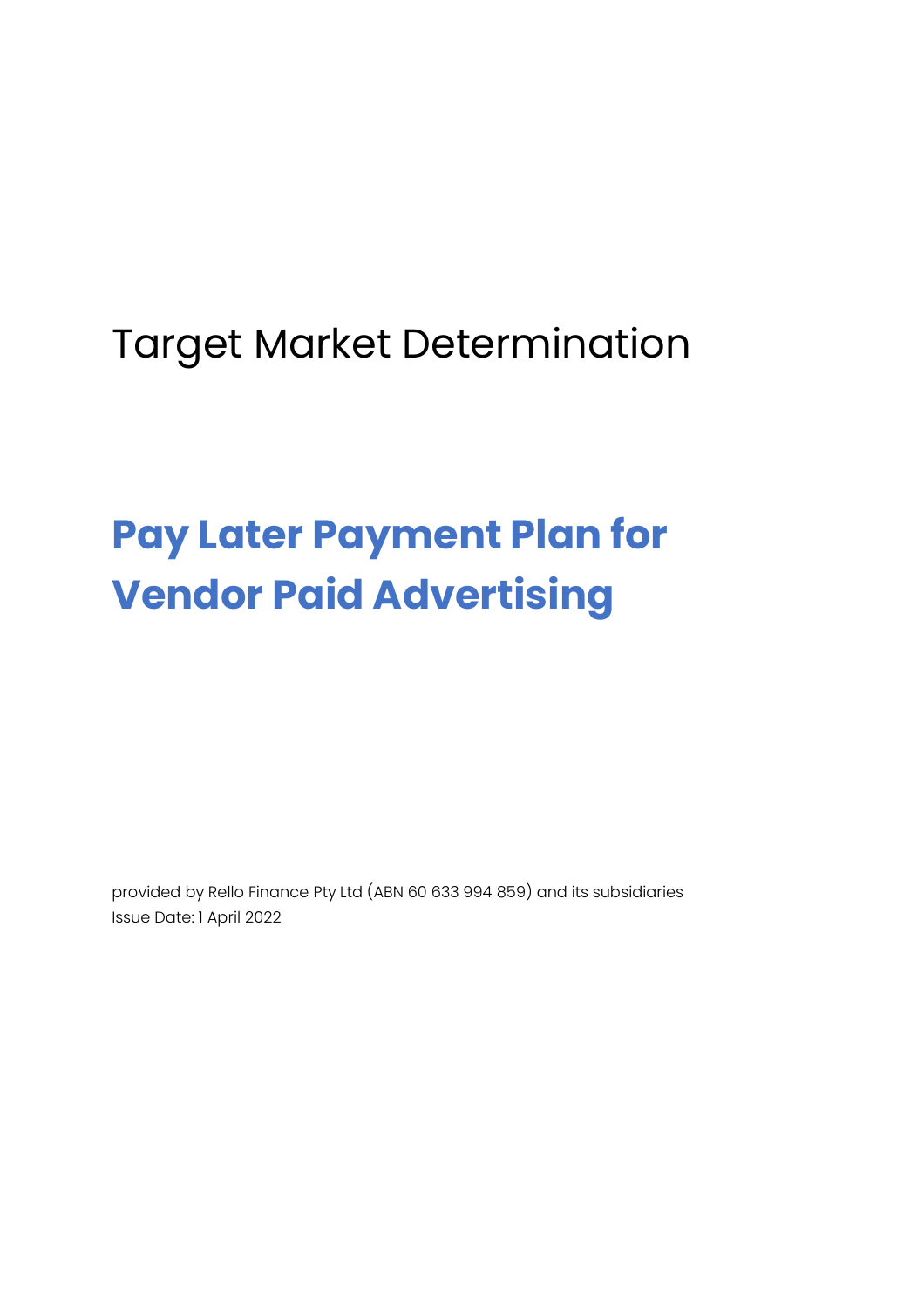Target Market Determination

# Pay Later Payment Plan for Vendor Paid Advertising

provided by Rello Finance Pty Ltd (ABN 60 633 994 859) and its subsidiaries
Issue Date: 1 April 2022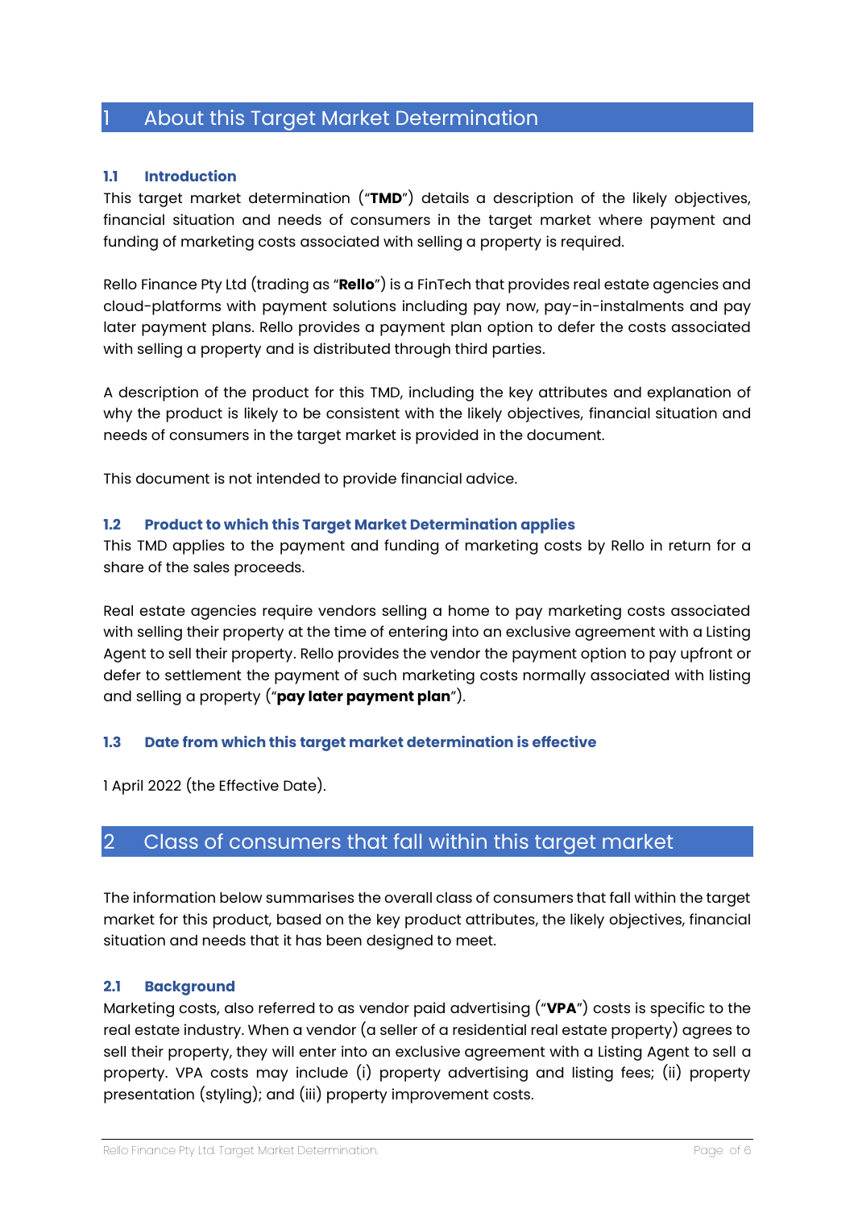# 1 About this Target Market Determination

### 1.1 Introduction

This target market determination ("**TMD**") details a description of the likely objectives, financial situation and needs of consumers in the target market where payment and funding of marketing costs associated with selling a property is required.

Rello Finance Pty Ltd (trading as "**Rello**") is a FinTech that provides real estate agencies and cloud-platforms with payment solutions including pay now, pay-in-instalments and pay later payment plans. Rello provides a payment plan option to defer the costs associated with selling a property and is distributed through third parties.

A description of the product for this TMD, including the key attributes and explanation of why the product is likely to be consistent with the likely objectives, financial situation and needs of consumers in the target market is provided in the document.

This document is not intended to provide financial advice.

### 1.2 Product to which this Target Market Determination applies

This TMD applies to the payment and funding of marketing costs by Rello in return for a share of the sales proceeds.

Real estate agencies require vendors selling a home to pay marketing costs associated with selling their property at the time of entering into an exclusive agreement with a Listing Agent to sell their property. Rello provides the vendor the payment option to pay upfront or defer to settlement the payment of such marketing costs normally associated with listing and selling a property ("**pay later payment plan**").

### 1.3 Date from which this target market determination is effective

1 April 2022 (the Effective Date).

# 2 Class of consumers that fall within this target market

The information below summarises the overall class of consumers that fall within the target market for this product, based on the key product attributes, the likely objectives, financial situation and needs that it has been designed to meet.

### 2.1 Background

Marketing costs, also referred to as vendor paid advertising ("**VPA**") costs is specific to the real estate industry. When a vendor (a seller of a residential real estate property) agrees to sell their property, they will enter into an exclusive agreement with a Listing Agent to sell a property. VPA costs may include (i) property advertising and listing fees; (ii) property presentation (styling); and (iii) property improvement costs.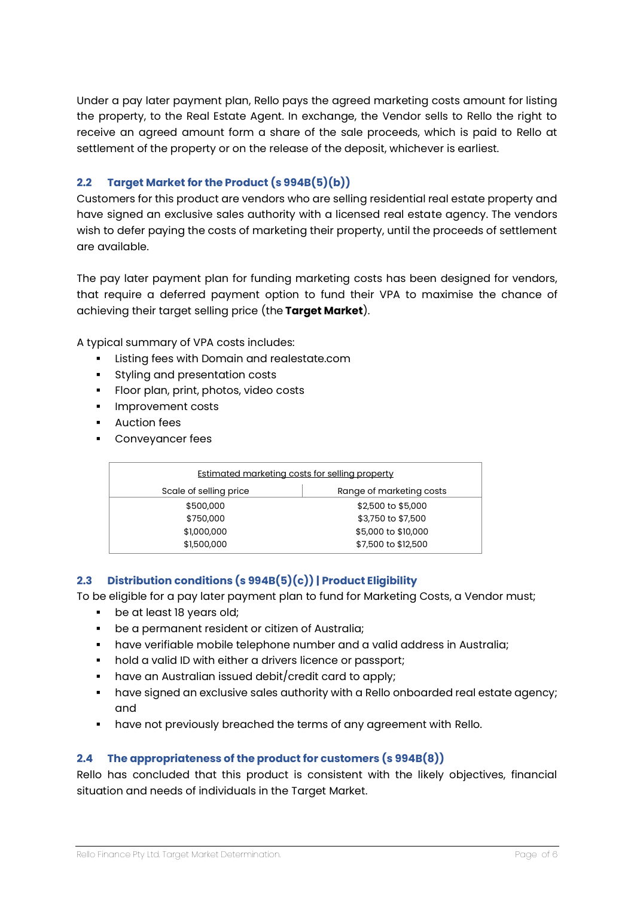Under a pay later payment plan, Rello pays the agreed marketing costs amount for listing the property, to the Real Estate Agent. In exchange, the Vendor sells to Rello the right to receive an agreed amount form a share of the sale proceeds, which is paid to Rello at settlement of the property or on the release of the deposit, whichever is earliest.

### 2.2 Target Market for the Product (s 994B(5)(b))

Customers for this product are vendors who are selling residential real estate property and have signed an exclusive sales authority with a licensed real estate agency. The vendors wish to defer paying the costs of marketing their property, until the proceeds of settlement are available.

The pay later payment plan for funding marketing costs has been designed for vendors, that require a deferred payment option to fund their VPA to maximise the chance of achieving their target selling price (the **Target Market**).

A typical summary of VPA costs includes:

- Listing fees with Domain and realestate.com
- Styling and presentation costs
- Floor plan, print, photos, video costs
- Improvement costs
- Auction fees
- Conveyancer fees

| Estimated marketing costs for selling property | |
|---|---|
| Scale of selling price | Range of marketing costs |
| $500,000 | $2,500 to $5,000 |
| $750,000 | $3,750 to $7,500 |
| $1,000,000 | $5,000 to $10,000 |
| $1,500,000 | $7,500 to $12,500 |

### 2.3 Distribution conditions (s 994B(5)(c)) | Product Eligibility

To be eligible for a pay later payment plan to fund for Marketing Costs, a Vendor must;

- be at least 18 years old;
- be a permanent resident or citizen of Australia;
- have verifiable mobile telephone number and a valid address in Australia;
- hold a valid ID with either a drivers licence or passport;
- have an Australian issued debit/credit card to apply;
- have signed an exclusive sales authority with a Rello onboarded real estate agency; and
- have not previously breached the terms of any agreement with Rello.

### 2.4 The appropriateness of the product for customers (s 994B(8))

Rello has concluded that this product is consistent with the likely objectives, financial situation and needs of individuals in the Target Market.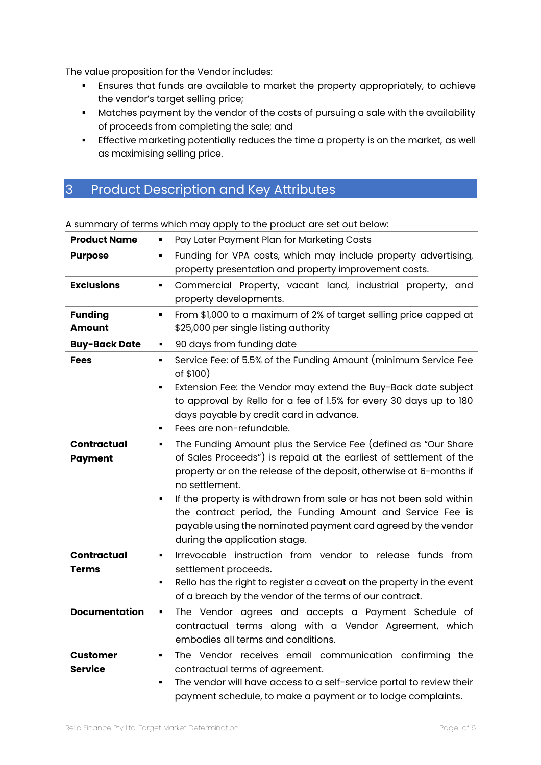The value proposition for the Vendor includes:

- Ensures that funds are available to market the property appropriately, to achieve the vendor's target selling price;
- Matches payment by the vendor of the costs of pursuing a sale with the availability of proceeds from completing the sale; and
- Effective marketing potentially reduces the time a property is on the market, as well as maximising selling price.

## 3 Product Description and Key Attributes

A summary of terms which may apply to the product are set out below:

| | |
|---|---|
| **Product Name** | ▪ Pay Later Payment Plan for Marketing Costs |
| **Purpose** | ▪ Funding for VPA costs, which may include property advertising, property presentation and property improvement costs. |
| **Exclusions** | ▪ Commercial Property, vacant land, industrial property, and property developments. |
| **Funding Amount** | ▪ From $1,000 to a maximum of 2% of target selling price capped at $25,000 per single listing authority |
| **Buy-Back Date** | ▪ 90 days from funding date |
| **Fees** | ▪ Service Fee: of 5.5% of the Funding Amount (minimum Service Fee of $100)<br>▪ Extension Fee: the Vendor may extend the Buy-Back date subject to approval by Rello for a fee of 1.5% for every 30 days up to 180 days payable by credit card in advance.<br>▪ Fees are non-refundable. |
| **Contractual Payment** | ▪ The Funding Amount plus the Service Fee (defined as "Our Share of Sales Proceeds") is repaid at the earliest of settlement of the property or on the release of the deposit, otherwise at 6-months if no settlement.<br>▪ If the property is withdrawn from sale or has not been sold within the contract period, the Funding Amount and Service Fee is payable using the nominated payment card agreed by the vendor during the application stage. |
| **Contractual Terms** | ▪ Irrevocable instruction from vendor to release funds from settlement proceeds.<br>▪ Rello has the right to register a caveat on the property in the event of a breach by the vendor of the terms of our contract. |
| **Documentation** | ▪ The Vendor agrees and accepts a Payment Schedule of contractual terms along with a Vendor Agreement, which embodies all terms and conditions. |
| **Customer Service** | ▪ The Vendor receives email communication confirming the contractual terms of agreement.<br>▪ The vendor will have access to a self-service portal to review their payment schedule, to make a payment or to lodge complaints. |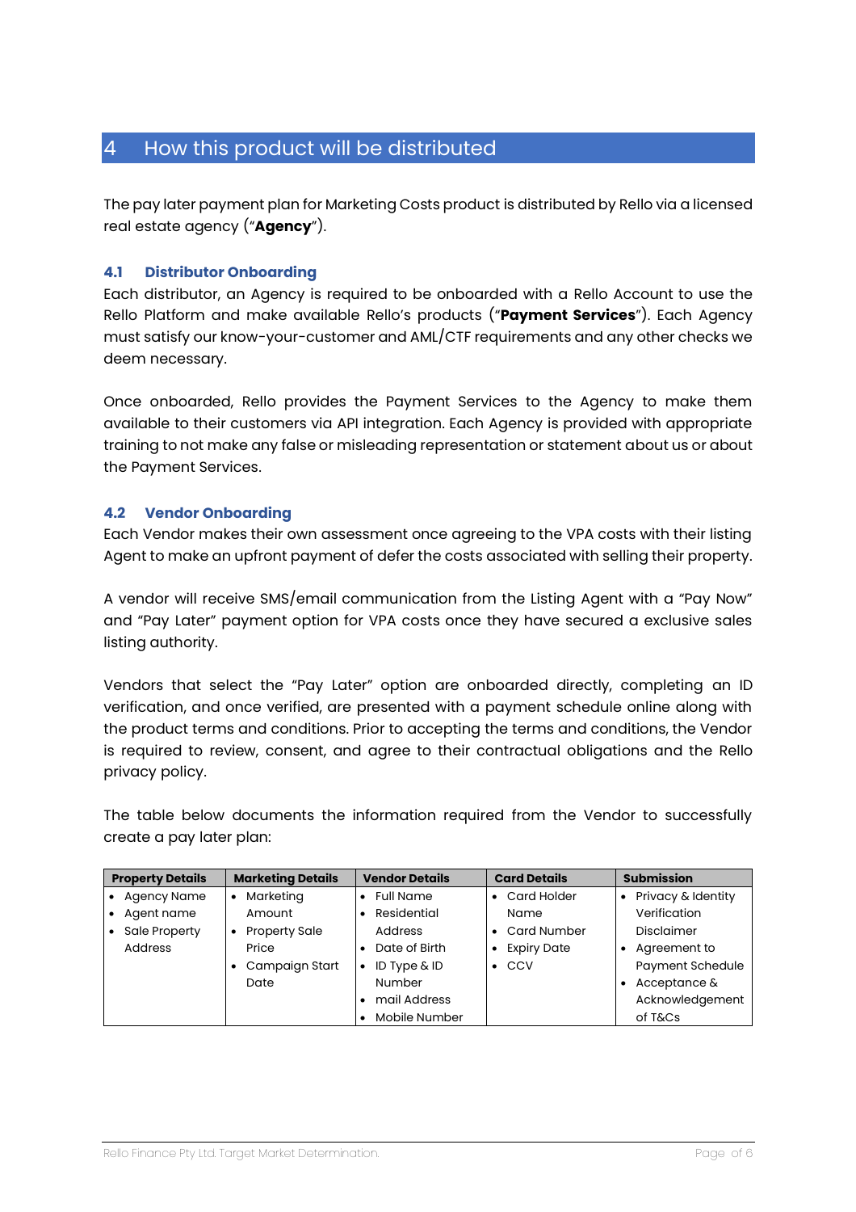# 4 How this product will be distributed

The pay later payment plan for Marketing Costs product is distributed by Rello via a licensed real estate agency ("**Agency**").

### 4.1 Distributor Onboarding

Each distributor, an Agency is required to be onboarded with a Rello Account to use the Rello Platform and make available Rello's products ("**Payment Services**"). Each Agency must satisfy our know-your-customer and AML/CTF requirements and any other checks we deem necessary.

Once onboarded, Rello provides the Payment Services to the Agency to make them available to their customers via API integration. Each Agency is provided with appropriate training to not make any false or misleading representation or statement about us or about the Payment Services.

### 4.2 Vendor Onboarding

Each Vendor makes their own assessment once agreeing to the VPA costs with their listing Agent to make an upfront payment of defer the costs associated with selling their property.

A vendor will receive SMS/email communication from the Listing Agent with a "Pay Now" and "Pay Later" payment option for VPA costs once they have secured a exclusive sales listing authority.

Vendors that select the "Pay Later" option are onboarded directly, completing an ID verification, and once verified, are presented with a payment schedule online along with the product terms and conditions. Prior to accepting the terms and conditions, the Vendor is required to review, consent, and agree to their contractual obligations and the Rello privacy policy.

The table below documents the information required from the Vendor to successfully create a pay later plan:

| Property Details | Marketing Details | Vendor Details | Card Details | Submission |
|---|---|---|---|---|
| • Agency Name<br>• Agent name<br>• Sale Property Address | • Marketing Amount<br>• Property Sale Price<br>• Campaign Start Date | • Full Name<br>• Residential Address<br>• Date of Birth<br>• ID Type & ID Number<br>• mail Address<br>• Mobile Number | • Card Holder Name<br>• Card Number<br>• Expiry Date<br>• CCV | • Privacy & Identity Verification Disclaimer<br>• Agreement to Payment Schedule<br>• Acceptance & Acknowledgement of T&Cs |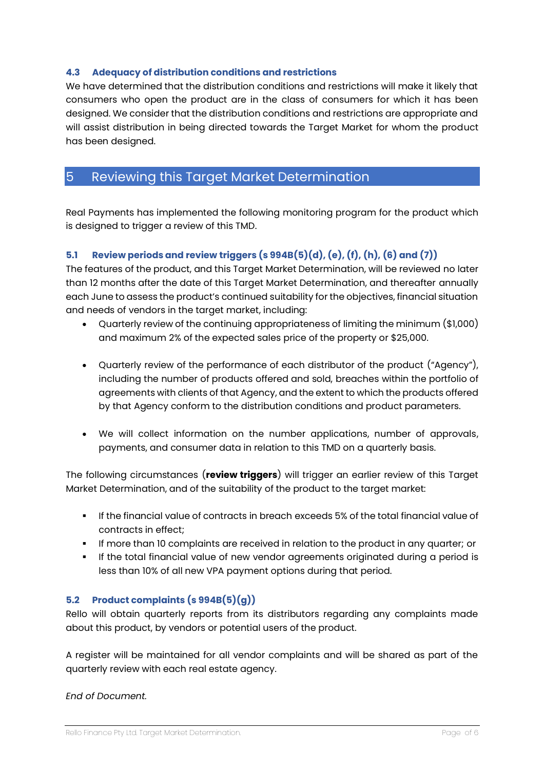### 4.3 Adequacy of distribution conditions and restrictions

We have determined that the distribution conditions and restrictions will make it likely that consumers who open the product are in the class of consumers for which it has been designed. We consider that the distribution conditions and restrictions are appropriate and will assist distribution in being directed towards the Target Market for whom the product has been designed.

## 5 Reviewing this Target Market Determination

Real Payments has implemented the following monitoring program for the product which is designed to trigger a review of this TMD.

### 5.1 Review periods and review triggers (s 994B(5)(d), (e), (f), (h), (6) and (7))

The features of the product, and this Target Market Determination, will be reviewed no later than 12 months after the date of this Target Market Determination, and thereafter annually each June to assess the product's continued suitability for the objectives, financial situation and needs of vendors in the target market, including:

- Quarterly review of the continuing appropriateness of limiting the minimum ($1,000) and maximum 2% of the expected sales price of the property or $25,000.
- Quarterly review of the performance of each distributor of the product ("Agency"), including the number of products offered and sold, breaches within the portfolio of agreements with clients of that Agency, and the extent to which the products offered by that Agency conform to the distribution conditions and product parameters.
- We will collect information on the number applications, number of approvals, payments, and consumer data in relation to this TMD on a quarterly basis.

The following circumstances (**review triggers**) will trigger an earlier review of this Target Market Determination, and of the suitability of the product to the target market:

- If the financial value of contracts in breach exceeds 5% of the total financial value of contracts in effect;
- If more than 10 complaints are received in relation to the product in any quarter; or
- If the total financial value of new vendor agreements originated during a period is less than 10% of all new VPA payment options during that period.

### 5.2 Product complaints (s 994B(5)(g))

Rello will obtain quarterly reports from its distributors regarding any complaints made about this product, by vendors or potential users of the product.

A register will be maintained for all vendor complaints and will be shared as part of the quarterly review with each real estate agency.

*End of Document.*